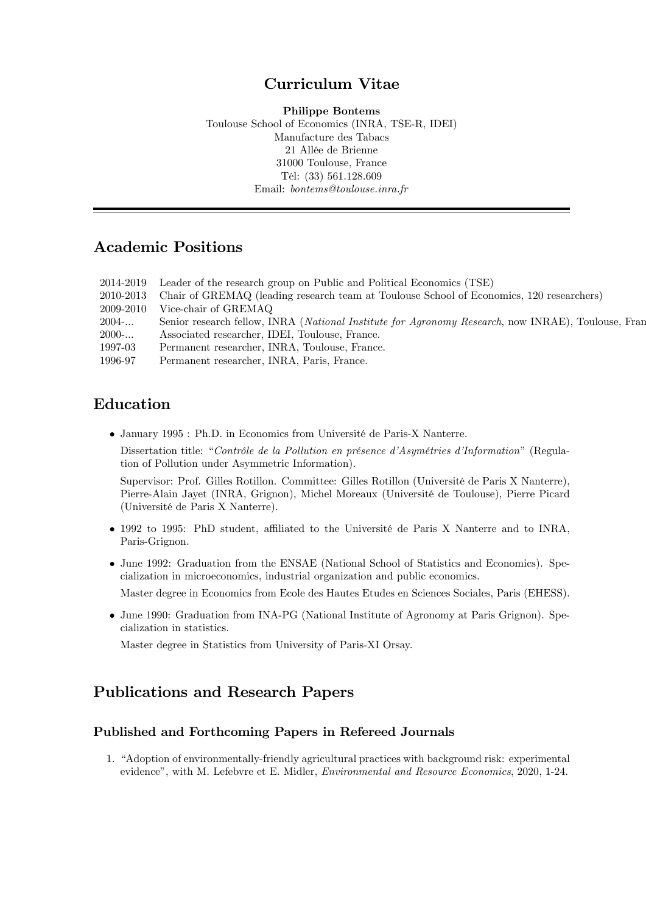# Curriculum Vitae

**Philippe Bontems**
Toulouse School of Economics (INRA, TSE-R, IDEI)
Manufacture des Tabacs
21 Allée de Brienne
31000 Toulouse, France
Tél: (33) 561.128.609
Email: *bontems@toulouse.inra.fr*

---

## Academic Positions

| | |
|---|---|
| 2014-2019 | Leader of the research group on Public and Political Economics (TSE) |
| 2010-2013 | Chair of GREMAQ (leading research team at Toulouse School of Economics, 120 researchers) |
| 2009-2010 | Vice-chair of GREMAQ |
| 2004-... | Senior research fellow, INRA (*National Institute for Agronomy Research*, now INRAE), Toulouse, Fran |
| 2000-... | Associated researcher, IDEI, Toulouse, France. |
| 1997-03 | Permanent researcher, INRA, Toulouse, France. |
| 1996-97 | Permanent researcher, INRA, Paris, France. |

## Education

- January 1995 : Ph.D. in Economics from Université de Paris-X Nanterre.

  Dissertation title: "*Contrôle de la Pollution en présence d'Asymétries d'Information*" (Regulation of Pollution under Asymmetric Information).

  Supervisor: Prof. Gilles Rotillon. Committee: Gilles Rotillon (Université de Paris X Nanterre), Pierre-Alain Jayet (INRA, Grignon), Michel Moreaux (Université de Toulouse), Pierre Picard (Université de Paris X Nanterre).

- 1992 to 1995: PhD student, affiliated to the Université de Paris X Nanterre and to INRA, Paris-Grignon.

- June 1992: Graduation from the ENSAE (National School of Statistics and Economics). Specialization in microeconomics, industrial organization and public economics.

  Master degree in Economics from Ecole des Hautes Etudes en Sciences Sociales, Paris (EHESS).

- June 1990: Graduation from INA-PG (National Institute of Agronomy at Paris Grignon). Specialization in statistics.

  Master degree in Statistics from University of Paris-XI Orsay.

## Publications and Research Papers

### Published and Forthcoming Papers in Refereed Journals

1. "Adoption of environmentally-friendly agricultural practices with background risk: experimental evidence", with M. Lefebvre et E. Midler, *Environmental and Resource Economics*, 2020, 1-24.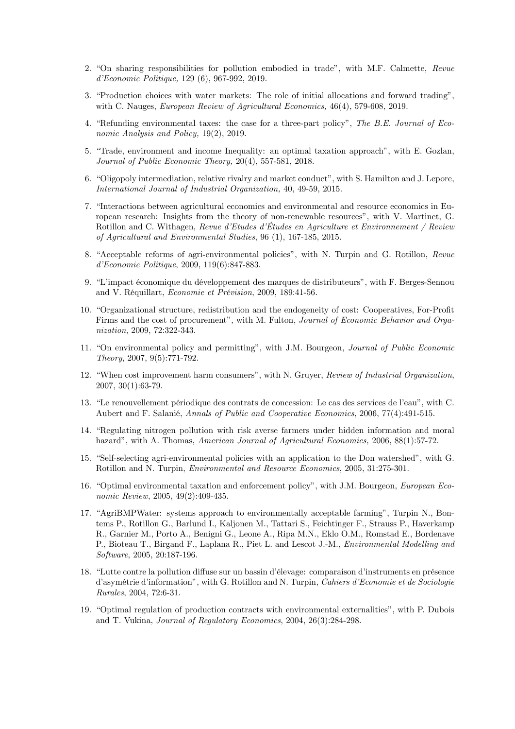2. "On sharing responsibilities for pollution embodied in trade", with M.F. Calmette, *Revue d'Economie Politique,* 129 (6), 967-992, 2019.

3. "Production choices with water markets: The role of initial allocations and forward trading", with C. Nauges, *European Review of Agricultural Economics,* 46(4), 579-608, 2019.

4. "Refunding environmental taxes: the case for a three-part policy", *The B.E. Journal of Economic Analysis and Policy,* 19(2), 2019.

5. "Trade, environment and income Inequality: an optimal taxation approach", with E. Gozlan, *Journal of Public Economic Theory,* 20(4), 557-581, 2018.

6. "Oligopoly intermediation, relative rivalry and market conduct", with S. Hamilton and J. Lepore, *International Journal of Industrial Organization,* 40, 49-59, 2015.

7. "Interactions between agricultural economics and environmental and resource economics in European research: Insights from the theory of non-renewable resources", with V. Martinet, G. Rotillon and C. Withagen, *Revue d'Etudes d'Études en Agriculture et Environnement / Review of Agricultural and Environmental Studies*, 96 (1), 167-185, 2015.

8. "Acceptable reforms of agri-environmental policies", with N. Turpin and G. Rotillon, *Revue d'Economie Politique*, 2009, 119(6):847-883.

9. "L'impact économique du développement des marques de distributeurs", with F. Berges-Sennou and V. Réquillart, *Economie et Prévision*, 2009, 189:41-56.

10. "Organizational structure, redistribution and the endogeneity of cost: Cooperatives, For-Profit Firms and the cost of procurement", with M. Fulton, *Journal of Economic Behavior and Organization*, 2009, 72:322-343.

11. "On environmental policy and permitting", with J.M. Bourgeon, *Journal of Public Economic Theory*, 2007, 9(5):771-792.

12. "When cost improvement harm consumers", with N. Gruyer, *Review of Industrial Organization*, 2007, 30(1):63-79.

13. "Le renouvellement périodique des contrats de concession: Le cas des services de l'eau", with C. Aubert and F. Salanié, *Annals of Public and Cooperative Economics*, 2006, 77(4):491-515.

14. "Regulating nitrogen pollution with risk averse farmers under hidden information and moral hazard", with A. Thomas, *American Journal of Agricultural Economics,* 2006, 88(1):57-72.

15. "Self-selecting agri-environmental policies with an application to the Don watershed", with G. Rotillon and N. Turpin, *Environmental and Resource Economics*, 2005, 31:275-301.

16. "Optimal environmental taxation and enforcement policy", with J.M. Bourgeon, *European Economic Review*, 2005, 49(2):409-435.

17. "AgriBMPWater: systems approach to environmentally acceptable farming", Turpin N., Bontems P., Rotillon G., Barlund I., Kaljonen M., Tattari S., Feichtinger F., Strauss P., Haverkamp R., Garnier M., Porto A., Benigni G., Leone A., Ripa M.N., Eklo O.M., Romstad E., Bordenave P., Bioteau T., Birgand F., Laplana R., Piet L. and Lescot J.-M., *Environmental Modelling and Software*, 2005, 20:187-196.

18. "Lutte contre la pollution diffuse sur un bassin d'élevage: comparaison d'instruments en présence d'asymétrie d'information", with G. Rotillon and N. Turpin, *Cahiers d'Economie et de Sociologie Rurales*, 2004, 72:6-31.

19. "Optimal regulation of production contracts with environmental externalities", with P. Dubois and T. Vukina, *Journal of Regulatory Economics*, 2004, 26(3):284-298.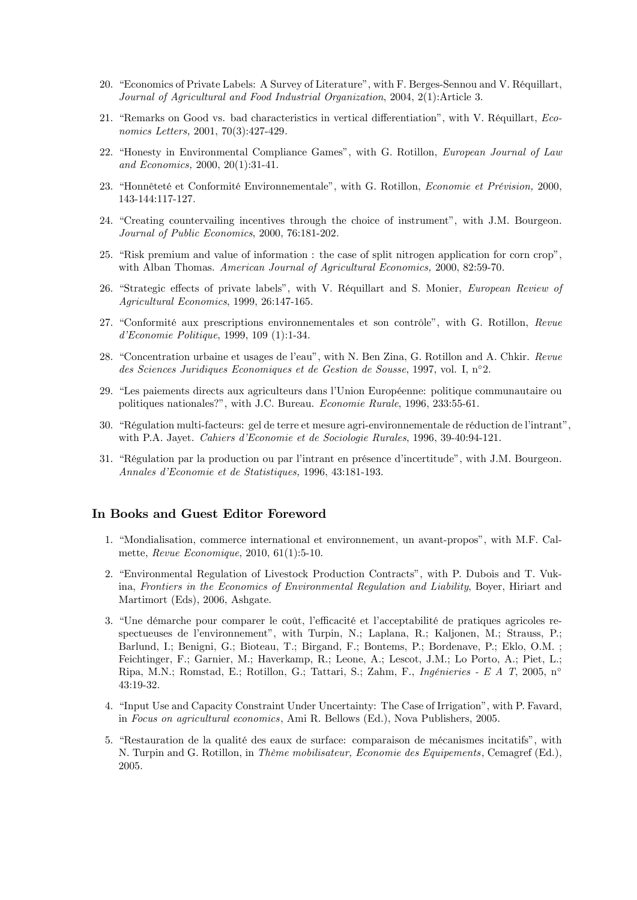20. "Economics of Private Labels: A Survey of Literature", with F. Berges-Sennou and V. Réquillart, *Journal of Agricultural and Food Industrial Organization*, 2004, 2(1):Article 3.

21. "Remarks on Good vs. bad characteristics in vertical differentiation", with V. Réquillart, *Economics Letters,* 2001, 70(3):427-429.

22. "Honesty in Environmental Compliance Games", with G. Rotillon, *European Journal of Law and Economics,* 2000, 20(1):31-41.

23. "Honnêteté et Conformité Environnementale", with G. Rotillon, *Economie et Prévision,* 2000, 143-144:117-127.

24. "Creating countervailing incentives through the choice of instrument", with J.M. Bourgeon. *Journal of Public Economics*, 2000, 76:181-202.

25. "Risk premium and value of information : the case of split nitrogen application for corn crop", with Alban Thomas. *American Journal of Agricultural Economics,* 2000, 82:59-70.

26. "Strategic effects of private labels", with V. Réquillart and S. Monier, *European Review of Agricultural Economics*, 1999, 26:147-165.

27. "Conformité aux prescriptions environnementales et son contrôle", with G. Rotillon, *Revue d'Economie Politique*, 1999, 109 (1):1-34.

28. "Concentration urbaine et usages de l'eau", with N. Ben Zina, G. Rotillon and A. Chkir. *Revue des Sciences Juridiques Economiques et de Gestion de Sousse*, 1997, vol. I, n°2.

29. "Les paiements directs aux agriculteurs dans l'Union Européenne: politique communautaire ou politiques nationales?", with J.C. Bureau. *Economie Rurale*, 1996, 233:55-61.

30. "Régulation multi-facteurs: gel de terre et mesure agri-environnementale de réduction de l'intrant", with P.A. Jayet. *Cahiers d'Economie et de Sociologie Rurales*, 1996, 39-40:94-121.

31. "Régulation par la production ou par l'intrant en présence d'incertitude", with J.M. Bourgeon. *Annales d'Economie et de Statistiques,* 1996, 43:181-193.

## In Books and Guest Editor Foreword

1. "Mondialisation, commerce international et environnement, un avant-propos", with M.F. Calmette, *Revue Economique*, 2010, 61(1):5-10.

2. "Environmental Regulation of Livestock Production Contracts", with P. Dubois and T. Vukina, *Frontiers in the Economics of Environmental Regulation and Liability*, Boyer, Hiriart and Martimort (Eds), 2006, Ashgate.

3. "Une démarche pour comparer le coût, l'efficacité et l'acceptabilité de pratiques agricoles respectueuses de l'environnement", with Turpin, N.; Laplana, R.; Kaljonen, M.; Strauss, P.; Barlund, I.; Benigni, G.; Bioteau, T.; Birgand, F.; Bontems, P.; Bordenave, P.; Eklo, O.M. ; Feichtinger, F.; Garnier, M.; Haverkamp, R.; Leone, A.; Lescot, J.M.; Lo Porto, A.; Piet, L.; Ripa, M.N.; Romstad, E.; Rotillon, G.; Tattari, S.; Zahm, F., *Ingénieries - E A T*, 2005, n° 43:19-32.

4. "Input Use and Capacity Constraint Under Uncertainty: The Case of Irrigation", with P. Favard, in *Focus on agricultural economics*, Ami R. Bellows (Ed.), Nova Publishers, 2005.

5. "Restauration de la qualité des eaux de surface: comparaison de mécanismes incitatifs", with N. Turpin and G. Rotillon, in *Thème mobilisateur, Economie des Equipements*, Cemagref (Ed.), 2005.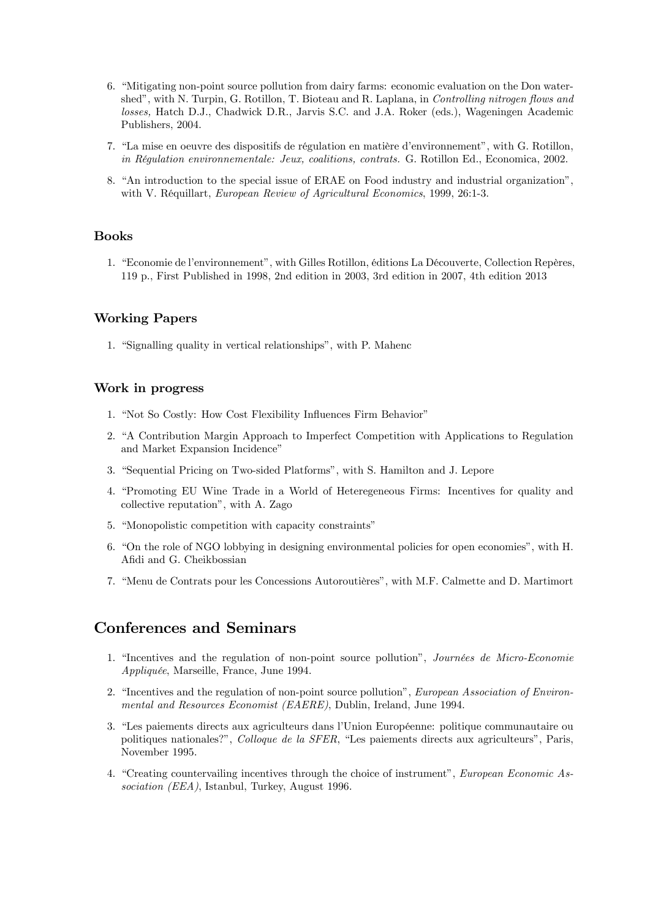6. "Mitigating non-point source pollution from dairy farms: economic evaluation on the Don watershed", with N. Turpin, G. Rotillon, T. Bioteau and R. Laplana, in *Controlling nitrogen flows and losses,* Hatch D.J., Chadwick D.R., Jarvis S.C. and J.A. Roker (eds.), Wageningen Academic Publishers, 2004.

7. "La mise en oeuvre des dispositifs de régulation en matière d'environnement", with G. Rotillon, *in Régulation environnementale: Jeux, coalitions, contrats.* G. Rotillon Ed., Economica, 2002.

8. "An introduction to the special issue of ERAE on Food industry and industrial organization", with V. Réquillart, *European Review of Agricultural Economics*, 1999, 26:1-3.

### Books

1. "Economie de l'environnement", with Gilles Rotillon, éditions La Découverte, Collection Repères, 119 p., First Published in 1998, 2nd edition in 2003, 3rd edition in 2007, 4th edition 2013

### Working Papers

1. "Signalling quality in vertical relationships", with P. Mahenc

### Work in progress

1. "Not So Costly: How Cost Flexibility Influences Firm Behavior"
2. "A Contribution Margin Approach to Imperfect Competition with Applications to Regulation and Market Expansion Incidence"
3. "Sequential Pricing on Two-sided Platforms", with S. Hamilton and J. Lepore
4. "Promoting EU Wine Trade in a World of Heteregeneous Firms: Incentives for quality and collective reputation", with A. Zago
5. "Monopolistic competition with capacity constraints"
6. "On the role of NGO lobbying in designing environmental policies for open economies", with H. Afidi and G. Cheikbossian
7. "Menu de Contrats pour les Concessions Autoroutières", with M.F. Calmette and D. Martimort

## Conferences and Seminars

1. "Incentives and the regulation of non-point source pollution", *Journées de Micro-Economie Appliquée*, Marseille, France, June 1994.
2. "Incentives and the regulation of non-point source pollution", *European Association of Environmental and Resources Economist (EAERE)*, Dublin, Ireland, June 1994.
3. "Les paiements directs aux agriculteurs dans l'Union Européenne: politique communautaire ou politiques nationales?", *Colloque de la SFER*, "Les paiements directs aux agriculteurs", Paris, November 1995.
4. "Creating countervailing incentives through the choice of instrument", *European Economic Association (EEA)*, Istanbul, Turkey, August 1996.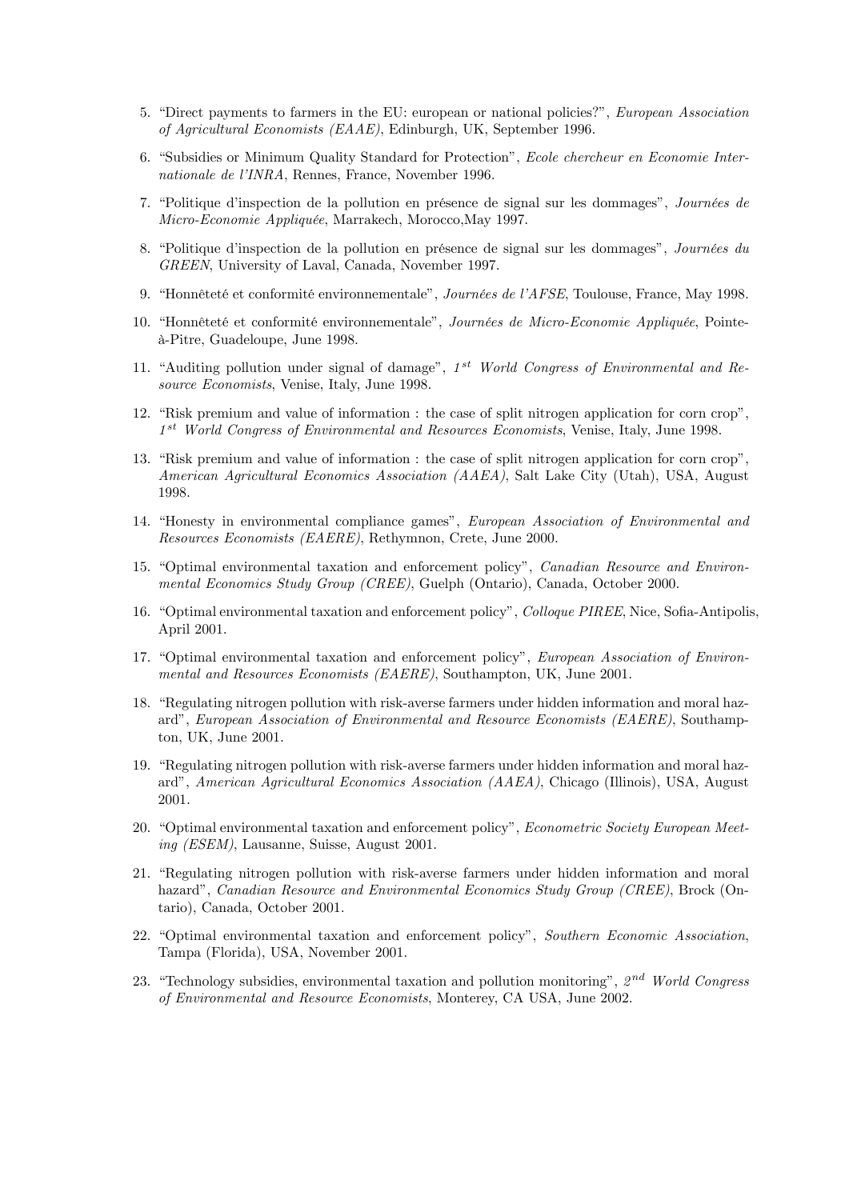5. "Direct payments to farmers in the EU: european or national policies?", *European Association of Agricultural Economists (EAAE)*, Edinburgh, UK, September 1996.

6. "Subsidies or Minimum Quality Standard for Protection", *Ecole chercheur en Economie Internationale de l'INRA*, Rennes, France, November 1996.

7. "Politique d'inspection de la pollution en présence de signal sur les dommages", *Journées de Micro-Economie Appliquée*, Marrakech, Morocco,May 1997.

8. "Politique d'inspection de la pollution en présence de signal sur les dommages", *Journées du GREEN*, University of Laval, Canada, November 1997.

9. "Honnêteté et conformité environnementale", *Journées de l'AFSE*, Toulouse, France, May 1998.

10. "Honnêteté et conformité environnementale", *Journées de Micro-Economie Appliquée*, Pointe-à-Pitre, Guadeloupe, June 1998.

11. "Auditing pollution under signal of damage", *1$^{st}$ World Congress of Environmental and Resource Economists*, Venise, Italy, June 1998.

12. "Risk premium and value of information : the case of split nitrogen application for corn crop", *1$^{st}$ World Congress of Environmental and Resources Economists*, Venise, Italy, June 1998.

13. "Risk premium and value of information : the case of split nitrogen application for corn crop", *American Agricultural Economics Association (AAEA)*, Salt Lake City (Utah), USA, August 1998.

14. "Honesty in environmental compliance games", *European Association of Environmental and Resources Economists (EAERE)*, Rethymnon, Crete, June 2000.

15. "Optimal environmental taxation and enforcement policy", *Canadian Resource and Environmental Economics Study Group (CREE)*, Guelph (Ontario), Canada, October 2000.

16. "Optimal environmental taxation and enforcement policy", *Colloque PIREE*, Nice, Sofia-Antipolis, April 2001.

17. "Optimal environmental taxation and enforcement policy", *European Association of Environmental and Resources Economists (EAERE)*, Southampton, UK, June 2001.

18. "Regulating nitrogen pollution with risk-averse farmers under hidden information and moral hazard", *European Association of Environmental and Resource Economists (EAERE)*, Southampton, UK, June 2001.

19. "Regulating nitrogen pollution with risk-averse farmers under hidden information and moral hazard", *American Agricultural Economics Association (AAEA)*, Chicago (Illinois), USA, August 2001.

20. "Optimal environmental taxation and enforcement policy", *Econometric Society European Meeting (ESEM)*, Lausanne, Suisse, August 2001.

21. "Regulating nitrogen pollution with risk-averse farmers under hidden information and moral hazard", *Canadian Resource and Environmental Economics Study Group (CREE)*, Brock (Ontario), Canada, October 2001.

22. "Optimal environmental taxation and enforcement policy", *Southern Economic Association*, Tampa (Florida), USA, November 2001.

23. "Technology subsidies, environmental taxation and pollution monitoring", *2$^{nd}$ World Congress of Environmental and Resource Economists*, Monterey, CA USA, June 2002.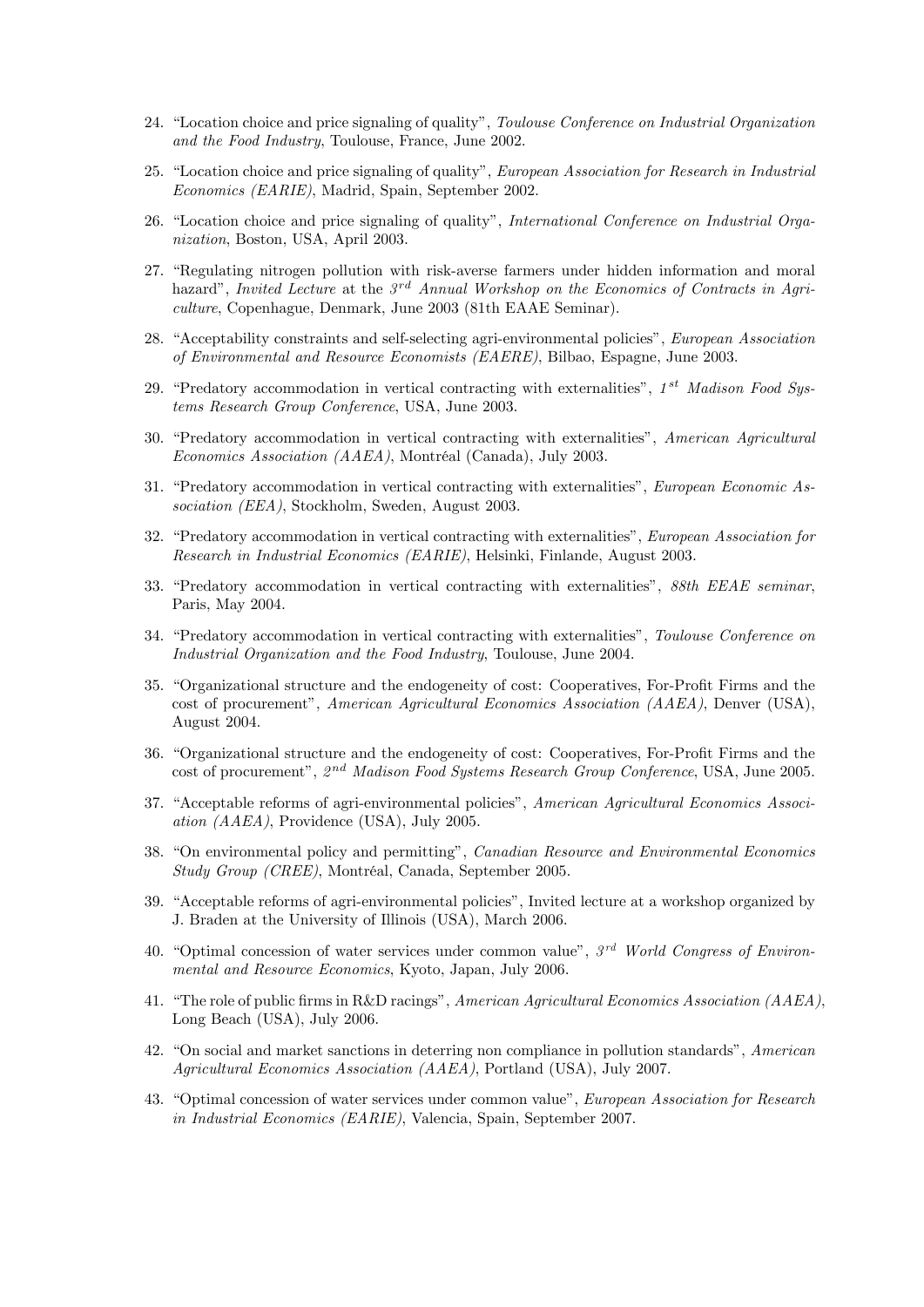24. "Location choice and price signaling of quality", *Toulouse Conference on Industrial Organization and the Food Industry*, Toulouse, France, June 2002.

25. "Location choice and price signaling of quality", *European Association for Research in Industrial Economics (EARIE)*, Madrid, Spain, September 2002.

26. "Location choice and price signaling of quality", *International Conference on Industrial Organization*, Boston, USA, April 2003.

27. "Regulating nitrogen pollution with risk-averse farmers under hidden information and moral hazard", *Invited Lecture* at the *3rd Annual Workshop on the Economics of Contracts in Agriculture*, Copenhague, Denmark, June 2003 (81th EAAE Seminar).

28. "Acceptability constraints and self-selecting agri-environmental policies", *European Association of Environmental and Resource Economists (EAERE)*, Bilbao, Espagne, June 2003.

29. "Predatory accommodation in vertical contracting with externalities", *1st Madison Food Systems Research Group Conference*, USA, June 2003.

30. "Predatory accommodation in vertical contracting with externalities", *American Agricultural Economics Association (AAEA)*, Montréal (Canada), July 2003.

31. "Predatory accommodation in vertical contracting with externalities", *European Economic Association (EEA)*, Stockholm, Sweden, August 2003.

32. "Predatory accommodation in vertical contracting with externalities", *European Association for Research in Industrial Economics (EARIE)*, Helsinki, Finlande, August 2003.

33. "Predatory accommodation in vertical contracting with externalities", *88th EEAE seminar*, Paris, May 2004.

34. "Predatory accommodation in vertical contracting with externalities", *Toulouse Conference on Industrial Organization and the Food Industry*, Toulouse, June 2004.

35. "Organizational structure and the endogeneity of cost: Cooperatives, For-Profit Firms and the cost of procurement", *American Agricultural Economics Association (AAEA)*, Denver (USA), August 2004.

36. "Organizational structure and the endogeneity of cost: Cooperatives, For-Profit Firms and the cost of procurement", *2nd Madison Food Systems Research Group Conference*, USA, June 2005.

37. "Acceptable reforms of agri-environmental policies", *American Agricultural Economics Association (AAEA)*, Providence (USA), July 2005.

38. "On environmental policy and permitting", *Canadian Resource and Environmental Economics Study Group (CREE)*, Montréal, Canada, September 2005.

39. "Acceptable reforms of agri-environmental policies", Invited lecture at a workshop organized by J. Braden at the University of Illinois (USA), March 2006.

40. "Optimal concession of water services under common value", *3rd World Congress of Environmental and Resource Economics*, Kyoto, Japan, July 2006.

41. "The role of public firms in R&D racings", *American Agricultural Economics Association (AAEA)*, Long Beach (USA), July 2006.

42. "On social and market sanctions in deterring non compliance in pollution standards", *American Agricultural Economics Association (AAEA)*, Portland (USA), July 2007.

43. "Optimal concession of water services under common value", *European Association for Research in Industrial Economics (EARIE)*, Valencia, Spain, September 2007.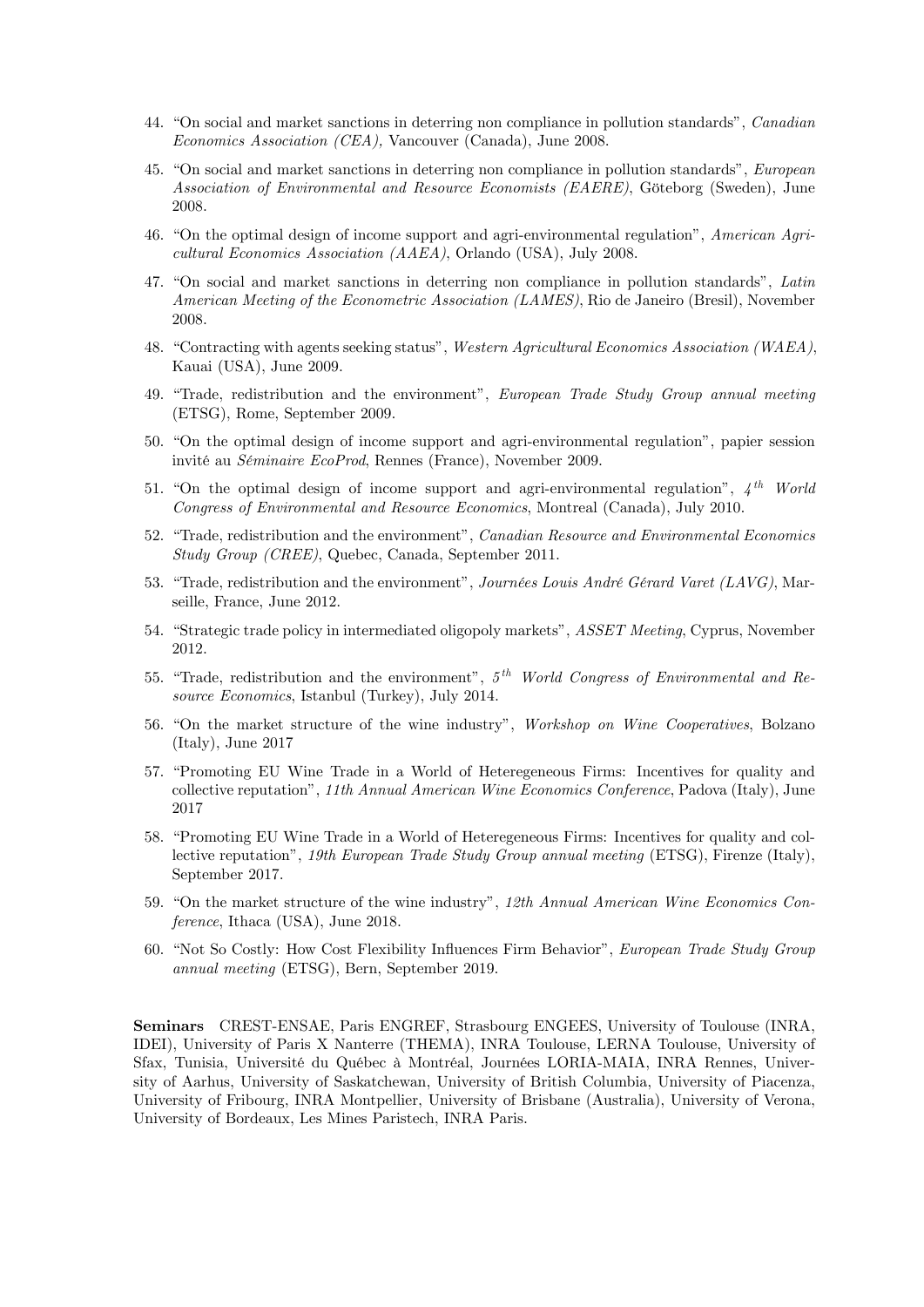44. "On social and market sanctions in deterring non compliance in pollution standards", *Canadian Economics Association (CEA),* Vancouver (Canada), June 2008.
45. "On social and market sanctions in deterring non compliance in pollution standards", *European Association of Environmental and Resource Economists (EAERE)*, Göteborg (Sweden), June 2008.
46. "On the optimal design of income support and agri-environmental regulation", *American Agricultural Economics Association (AAEA)*, Orlando (USA), July 2008.
47. "On social and market sanctions in deterring non compliance in pollution standards", *Latin American Meeting of the Econometric Association (LAMES)*, Rio de Janeiro (Bresil), November 2008.
48. "Contracting with agents seeking status", *Western Agricultural Economics Association (WAEA)*, Kauai (USA), June 2009.
49. "Trade, redistribution and the environment", *European Trade Study Group annual meeting* (ETSG), Rome, September 2009.
50. "On the optimal design of income support and agri-environmental regulation", papier session invité au *Séminaire EcoProd*, Rennes (France), November 2009.
51. "On the optimal design of income support and agri-environmental regulation", *4th World Congress of Environmental and Resource Economics*, Montreal (Canada), July 2010.
52. "Trade, redistribution and the environment", *Canadian Resource and Environmental Economics Study Group (CREE)*, Quebec, Canada, September 2011.
53. "Trade, redistribution and the environment", *Journées Louis André Gérard Varet (LAVG)*, Marseille, France, June 2012.
54. "Strategic trade policy in intermediated oligopoly markets", *ASSET Meeting*, Cyprus, November 2012.
55. "Trade, redistribution and the environment", *5th World Congress of Environmental and Resource Economics*, Istanbul (Turkey), July 2014.
56. "On the market structure of the wine industry", *Workshop on Wine Cooperatives*, Bolzano (Italy), June 2017
57. "Promoting EU Wine Trade in a World of Heterogeneous Firms: Incentives for quality and collective reputation", *11th Annual American Wine Economics Conference*, Padova (Italy), June 2017
58. "Promoting EU Wine Trade in a World of Heterogeneous Firms: Incentives for quality and collective reputation", *19th European Trade Study Group annual meeting* (ETSG), Firenze (Italy), September 2017.
59. "On the market structure of the wine industry", *12th Annual American Wine Economics Conference*, Ithaca (USA), June 2018.
60. "Not So Costly: How Cost Flexibility Influences Firm Behavior", *European Trade Study Group annual meeting* (ETSG), Bern, September 2019.

**Seminars** CREST-ENSAE, Paris ENGREF, Strasbourg ENGEES, University of Toulouse (INRA, IDEI), University of Paris X Nanterre (THEMA), INRA Toulouse, LERNA Toulouse, University of Sfax, Tunisia, Université du Québec à Montréal, Journées LORIA-MAIA, INRA Rennes, University of Aarhus, University of Saskatchewan, University of British Columbia, University of Piacenza, University of Fribourg, INRA Montpellier, University of Brisbane (Australia), University of Verona, University of Bordeaux, Les Mines Paristech, INRA Paris.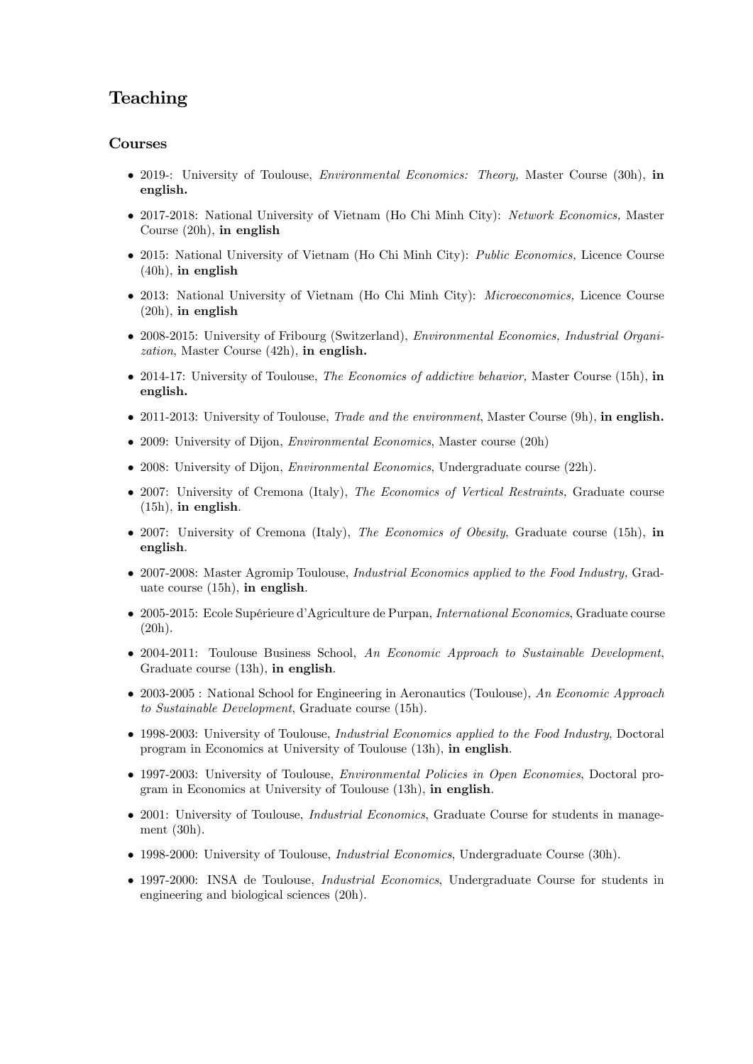# Teaching

## Courses

- 2019-: University of Toulouse, *Environmental Economics: Theory,* Master Course (30h), **in english.**
- 2017-2018: National University of Vietnam (Ho Chi Minh City): *Network Economics,* Master Course (20h), **in english**
- 2015: National University of Vietnam (Ho Chi Minh City): *Public Economics,* Licence Course (40h), **in english**
- 2013: National University of Vietnam (Ho Chi Minh City): *Microeconomics,* Licence Course (20h), **in english**
- 2008-2015: University of Fribourg (Switzerland), *Environmental Economics, Industrial Organization*, Master Course (42h), **in english.**
- 2014-17: University of Toulouse, *The Economics of addictive behavior,* Master Course (15h), **in english.**
- 2011-2013: University of Toulouse, *Trade and the environment*, Master Course (9h), **in english.**
- 2009: University of Dijon, *Environmental Economics*, Master course (20h)
- 2008: University of Dijon, *Environmental Economics*, Undergraduate course (22h).
- 2007: University of Cremona (Italy), *The Economics of Vertical Restraints*, Graduate course (15h), **in english**.
- 2007: University of Cremona (Italy), *The Economics of Obesity*, Graduate course (15h), **in english**.
- 2007-2008: Master Agromip Toulouse, *Industrial Economics applied to the Food Industry,* Graduate course (15h), **in english**.
- 2005-2015: Ecole Supérieure d'Agriculture de Purpan, *International Economics*, Graduate course (20h).
- 2004-2011: Toulouse Business School, *An Economic Approach to Sustainable Development*, Graduate course (13h), **in english**.
- 2003-2005 : National School for Engineering in Aeronautics (Toulouse), *An Economic Approach to Sustainable Development*, Graduate course (15h).
- 1998-2003: University of Toulouse, *Industrial Economics applied to the Food Industry*, Doctoral program in Economics at University of Toulouse (13h), **in english**.
- 1997-2003: University of Toulouse, *Environmental Policies in Open Economies*, Doctoral program in Economics at University of Toulouse (13h), **in english**.
- 2001: University of Toulouse, *Industrial Economics*, Graduate Course for students in management (30h).
- 1998-2000: University of Toulouse, *Industrial Economics*, Undergraduate Course (30h).
- 1997-2000: INSA de Toulouse, *Industrial Economics*, Undergraduate Course for students in engineering and biological sciences (20h).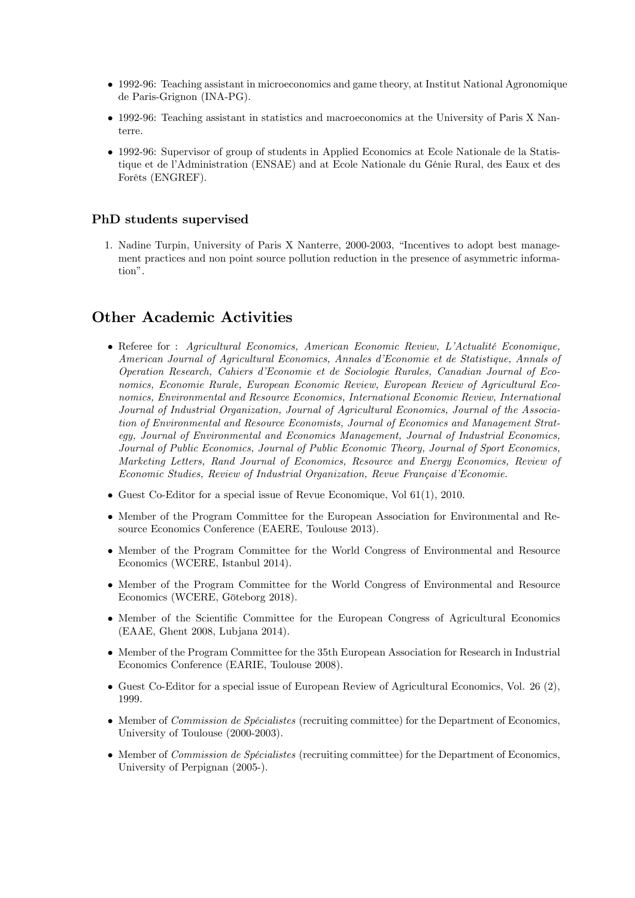- 1992-96: Teaching assistant in microeconomics and game theory, at Institut National Agronomique de Paris-Grignon (INA-PG).
- 1992-96: Teaching assistant in statistics and macroeconomics at the University of Paris X Nanterre.
- 1992-96: Supervisor of group of students in Applied Economics at Ecole Nationale de la Statistique et de l'Administration (ENSAE) and at Ecole Nationale du Génie Rural, des Eaux et des Forêts (ENGREF).

### PhD students supervised

1. Nadine Turpin, University of Paris X Nanterre, 2000-2003, "Incentives to adopt best management practices and non point source pollution reduction in the presence of asymmetric information".

## Other Academic Activities

- Referee for : *Agricultural Economics, American Economic Review, L'Actualité Economique, American Journal of Agricultural Economics, Annales d'Economie et de Statistique, Annals of Operation Research, Cahiers d'Economie et de Sociologie Rurales, Canadian Journal of Economics, Economie Rurale, European Economic Review, European Review of Agricultural Economics, Environmental and Resource Economics, International Economic Review, International Journal of Industrial Organization, Journal of Agricultural Economics, Journal of the Association of Environmental and Resource Economists, Journal of Economics and Management Strategy, Journal of Environmental and Economics Management, Journal of Industrial Economics, Journal of Public Economics, Journal of Public Economic Theory, Journal of Sport Economics, Marketing Letters, Rand Journal of Economics, Resource and Energy Economics, Review of Economic Studies, Review of Industrial Organization, Revue Française d'Economie.*
- Guest Co-Editor for a special issue of Revue Economique, Vol 61(1), 2010.
- Member of the Program Committee for the European Association for Environmental and Resource Economics Conference (EAERE, Toulouse 2013).
- Member of the Program Committee for the World Congress of Environmental and Resource Economics (WCERE, Istanbul 2014).
- Member of the Program Committee for the World Congress of Environmental and Resource Economics (WCERE, Göteborg 2018).
- Member of the Scientific Committee for the European Congress of Agricultural Economics (EAAE, Ghent 2008, Lubjana 2014).
- Member of the Program Committee for the 35th European Association for Research in Industrial Economics Conference (EARIE, Toulouse 2008).
- Guest Co-Editor for a special issue of European Review of Agricultural Economics, Vol. 26 (2), 1999.
- Member of *Commission de Spécialistes* (recruiting committee) for the Department of Economics, University of Toulouse (2000-2003).
- Member of *Commission de Spécialistes* (recruiting committee) for the Department of Economics, University of Perpignan (2005-).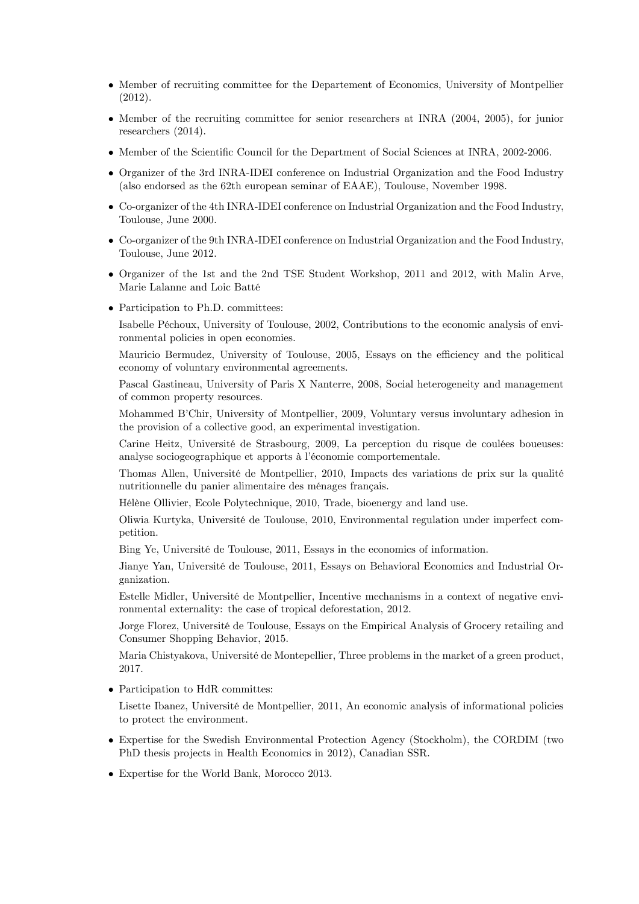- Member of recruiting committee for the Departement of Economics, University of Montpellier (2012).
- Member of the recruiting committee for senior researchers at INRA (2004, 2005), for junior researchers (2014).
- Member of the Scientific Council for the Department of Social Sciences at INRA, 2002-2006.
- Organizer of the 3rd INRA-IDEI conference on Industrial Organization and the Food Industry (also endorsed as the 62th european seminar of EAAE), Toulouse, November 1998.
- Co-organizer of the 4th INRA-IDEI conference on Industrial Organization and the Food Industry, Toulouse, June 2000.
- Co-organizer of the 9th INRA-IDEI conference on Industrial Organization and the Food Industry, Toulouse, June 2012.
- Organizer of the 1st and the 2nd TSE Student Workshop, 2011 and 2012, with Malin Arve, Marie Lalanne and Loic Batté
- Participation to Ph.D. committees:

  Isabelle Péchoux, University of Toulouse, 2002, Contributions to the economic analysis of environmental policies in open economies.

  Mauricio Bermudez, University of Toulouse, 2005, Essays on the efficiency and the political economy of voluntary environmental agreements.

  Pascal Gastineau, University of Paris X Nanterre, 2008, Social heterogeneity and management of common property resources.

  Mohammed B'Chir, University of Montpellier, 2009, Voluntary versus involuntary adhesion in the provision of a collective good, an experimental investigation.

  Carine Heitz, Université de Strasbourg, 2009, La perception du risque de coulées boueuses: analyse sociogeographique et apports à l'économie comportementale.

  Thomas Allen, Université de Montpellier, 2010, Impacts des variations de prix sur la qualité nutritionnelle du panier alimentaire des ménages français.

  Hélène Ollivier, Ecole Polytechnique, 2010, Trade, bioenergy and land use.

  Oliwia Kurtyka, Université de Toulouse, 2010, Environmental regulation under imperfect competition.

  Bing Ye, Université de Toulouse, 2011, Essays in the economics of information.

  Jianye Yan, Université de Toulouse, 2011, Essays on Behavioral Economics and Industrial Organization.

  Estelle Midler, Université de Montpellier, Incentive mechanisms in a context of negative environmental externality: the case of tropical deforestation, 2012.

  Jorge Florez, Université de Toulouse, Essays on the Empirical Analysis of Grocery retailing and Consumer Shopping Behavior, 2015.

  Maria Chistyakova, Université de Montepellier, Three problems in the market of a green product, 2017.
- Participation to HdR committes:

  Lisette Ibanez, Université de Montpellier, 2011, An economic analysis of informational policies to protect the environment.
- Expertise for the Swedish Environmental Protection Agency (Stockholm), the CORDIM (two PhD thesis projects in Health Economics in 2012), Canadian SSR.
- Expertise for the World Bank, Morocco 2013.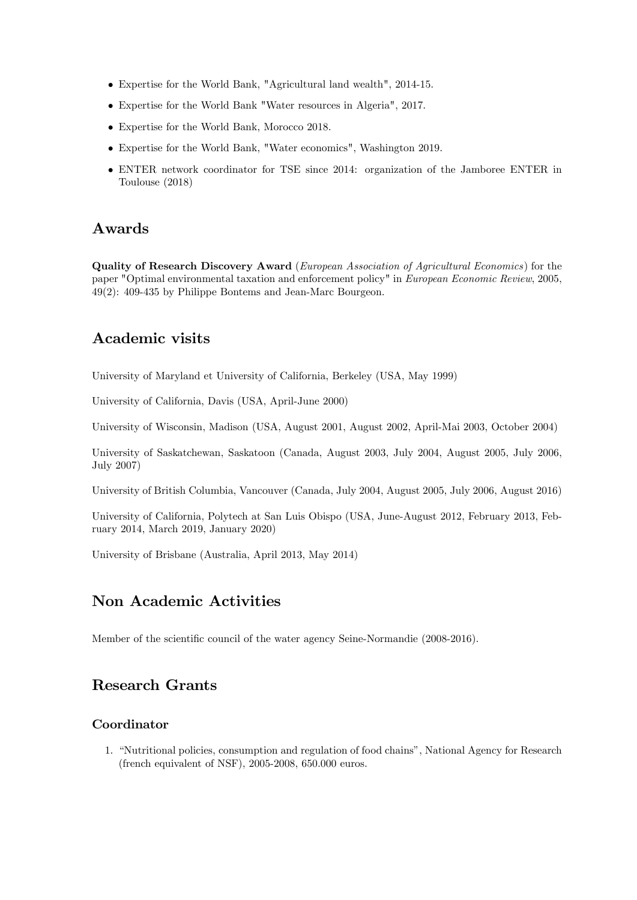- Expertise for the World Bank, "Agricultural land wealth", 2014-15.
- Expertise for the World Bank "Water resources in Algeria", 2017.
- Expertise for the World Bank, Morocco 2018.
- Expertise for the World Bank, "Water economics", Washington 2019.
- ENTER network coordinator for TSE since 2014: organization of the Jamboree ENTER in Toulouse (2018)

## Awards

**Quality of Research Discovery Award** (*European Association of Agricultural Economics*) for the paper "Optimal environmental taxation and enforcement policy" in *European Economic Review*, 2005, 49(2): 409-435 by Philippe Bontems and Jean-Marc Bourgeon.

## Academic visits

University of Maryland et University of California, Berkeley (USA, May 1999)

University of California, Davis (USA, April-June 2000)

University of Wisconsin, Madison (USA, August 2001, August 2002, April-Mai 2003, October 2004)

University of Saskatchewan, Saskatoon (Canada, August 2003, July 2004, August 2005, July 2006, July 2007)

University of British Columbia, Vancouver (Canada, July 2004, August 2005, July 2006, August 2016)

University of California, Polytech at San Luis Obispo (USA, June-August 2012, February 2013, February 2014, March 2019, January 2020)

University of Brisbane (Australia, April 2013, May 2014)

## Non Academic Activities

Member of the scientific council of the water agency Seine-Normandie (2008-2016).

## Research Grants

### Coordinator

1. "Nutritional policies, consumption and regulation of food chains", National Agency for Research (french equivalent of NSF), 2005-2008, 650.000 euros.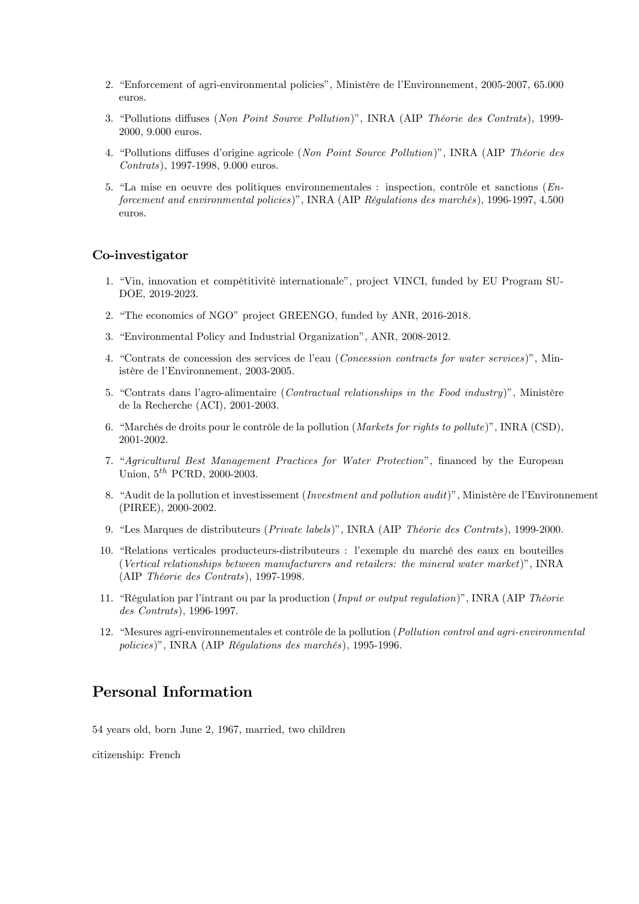2. "Enforcement of agri-environmental policies", Ministère de l'Environnement, 2005-2007, 65.000 euros.

3. "Pollutions diffuses (*Non Point Source Pollution*)", INRA (AIP *Théorie des Contrats*), 1999-2000, 9.000 euros.

4. "Pollutions diffuses d'origine agricole (*Non Point Source Pollution*)", INRA (AIP *Théorie des Contrats*), 1997-1998, 9.000 euros.

5. "La mise en oeuvre des politiques environnementales : inspection, contrôle et sanctions (*Enforcement and environmental policies*)", INRA (AIP *Régulations des marchés*), 1996-1997, 4.500 euros.

### Co-investigator

1. "Vin, innovation et compétitivité internationale", project VINCI, funded by EU Program SUDOE, 2019-2023.

2. "The economics of NGO" project GREENGO, funded by ANR, 2016-2018.

3. "Environmental Policy and Industrial Organization", ANR, 2008-2012.

4. "Contrats de concession des services de l'eau (*Concession contracts for water services*)", Ministère de l'Environnement, 2003-2005.

5. "Contrats dans l'agro-alimentaire (*Contractual relationships in the Food industry*)", Ministère de la Recherche (ACI), 2001-2003.

6. "Marchés de droits pour le contrôle de la pollution (*Markets for rights to pollute*)", INRA (CSD), 2001-2002.

7. "*Agricultural Best Management Practices for Water Protection*", financed by the European Union, $5^{th}$ PCRD, 2000-2003.

8. "Audit de la pollution et investissement (*Investment and pollution audit*)", Ministère de l'Environnement (PIREE), 2000-2002.

9. "Les Marques de distributeurs (*Private labels*)", INRA (AIP *Théorie des Contrats*), 1999-2000.

10. "Relations verticales producteurs-distributeurs : l'exemple du marché des eaux en bouteilles (*Vertical relationships between manufacturers and retailers: the mineral water market*)", INRA (AIP *Théorie des Contrats*), 1997-1998.

11. "Régulation par l'intrant ou par la production (*Input or output regulation*)", INRA (AIP *Théorie des Contrats*), 1996-1997.

12. "Mesures agri-environnementales et contrôle de la pollution (*Pollution control and agri-environmental policies*)", INRA (AIP *Régulations des marchés*), 1995-1996.

## Personal Information

54 years old, born June 2, 1967, married, two children

citizenship: French